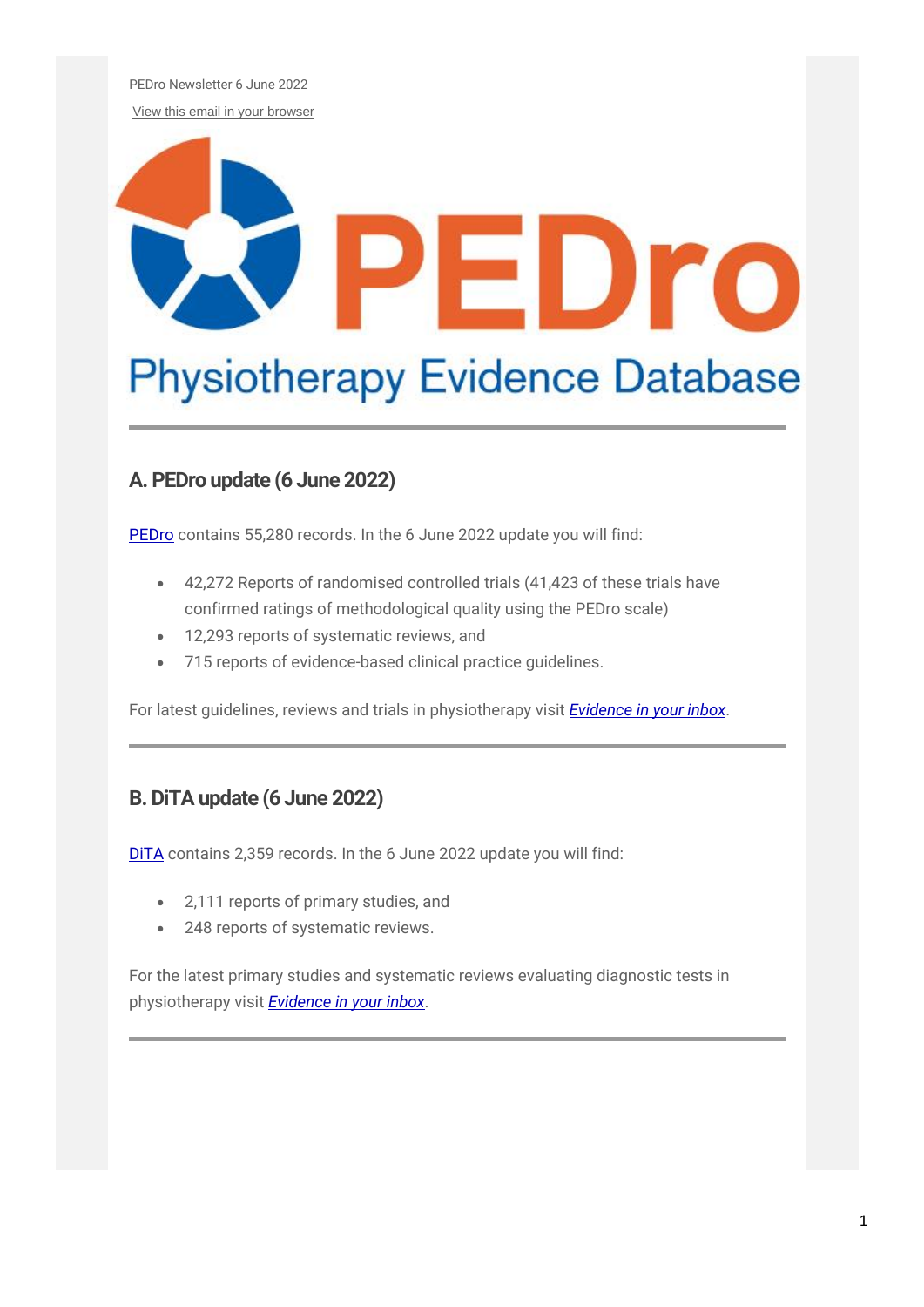PEDro Newsletter 6 June 2022

View this email in your browser

# PEDro

Physiotherapy Evidence Database

---

## A. PEDro update (6 June 2022)

PEDro contains 55,280 records. In the 6 June 2022 update you will find:

- 42,272 Reports of randomised controlled trials (41,423 of these trials have confirmed ratings of methodological quality using the PEDro scale)
- 12,293 reports of systematic reviews, and
- 715 reports of evidence-based clinical practice guidelines.

For latest guidelines, reviews and trials in physiotherapy visit *Evidence in your inbox*.

---

## B. DiTA update (6 June 2022)

DiTA contains 2,359 records. In the 6 June 2022 update you will find:

- 2,111 reports of primary studies, and
- 248 reports of systematic reviews.

For the latest primary studies and systematic reviews evaluating diagnostic tests in physiotherapy visit *Evidence in your inbox*.

---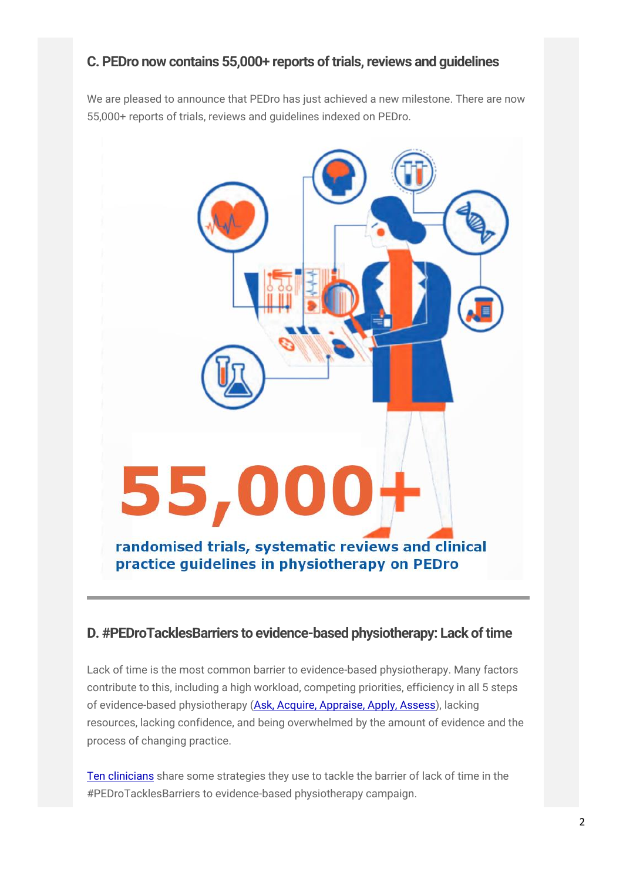## C. PEDro now contains 55,000+ reports of trials, reviews and guidelines

We are pleased to announce that PEDro has just achieved a new milestone. There are now 55,000+ reports of trials, reviews and guidelines indexed on PEDro.

55,000+

randomised trials, systematic reviews and clinical practice guidelines in physiotherapy on PEDro

---

## D. #PEDroTacklesBarriers to evidence-based physiotherapy: Lack of time

Lack of time is the most common barrier to evidence-based physiotherapy. Many factors contribute to this, including a high workload, competing priorities, efficiency in all 5 steps of evidence-based physiotherapy (Ask, Acquire, Appraise, Apply, Assess), lacking resources, lacking confidence, and being overwhelmed by the amount of evidence and the process of changing practice.

Ten clinicians share some strategies they use to tackle the barrier of lack of time in the #PEDroTacklesBarriers to evidence-based physiotherapy campaign.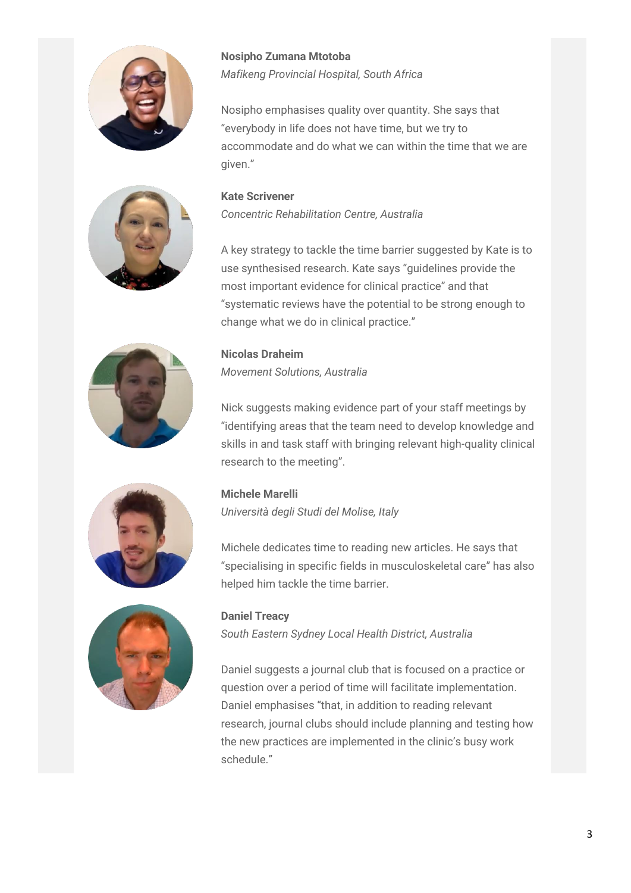**Nosipho Zumana Mtotoba**
*Mafikeng Provincial Hospital, South Africa*

Nosipho emphasises quality over quantity. She says that "everybody in life does not have time, but we try to accommodate and do what we can within the time that we are given."

**Kate Scrivener**
*Concentric Rehabilitation Centre, Australia*

A key strategy to tackle the time barrier suggested by Kate is to use synthesised research. Kate says "guidelines provide the most important evidence for clinical practice" and that "systematic reviews have the potential to be strong enough to change what we do in clinical practice."

**Nicolas Draheim**
*Movement Solutions, Australia*

Nick suggests making evidence part of your staff meetings by "identifying areas that the team need to develop knowledge and skills in and task staff with bringing relevant high-quality clinical research to the meeting".

**Michele Marelli**
*Università degli Studi del Molise, Italy*

Michele dedicates time to reading new articles. He says that "specialising in specific fields in musculoskeletal care" has also helped him tackle the time barrier.

**Daniel Treacy**
*South Eastern Sydney Local Health District, Australia*

Daniel suggests a journal club that is focused on a practice or question over a period of time will facilitate implementation. Daniel emphasises "that, in addition to reading relevant research, journal clubs should include planning and testing how the new practices are implemented in the clinic's busy work schedule."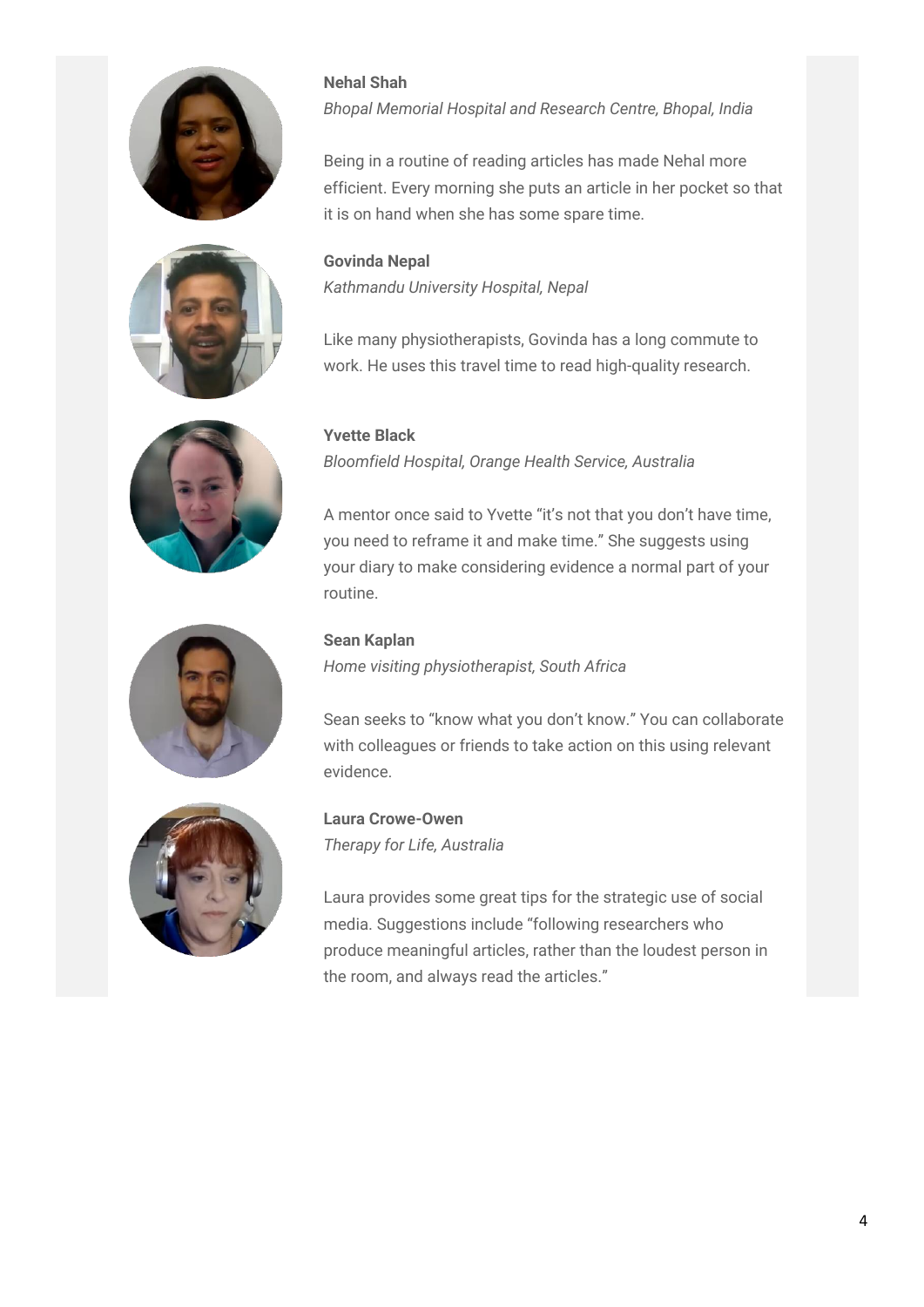**Nehal Shah**
*Bhopal Memorial Hospital and Research Centre, Bhopal, India*

Being in a routine of reading articles has made Nehal more efficient. Every morning she puts an article in her pocket so that it is on hand when she has some spare time.

**Govinda Nepal**
*Kathmandu University Hospital, Nepal*

Like many physiotherapists, Govinda has a long commute to work. He uses this travel time to read high-quality research.

**Yvette Black**
*Bloomfield Hospital, Orange Health Service, Australia*

A mentor once said to Yvette "it's not that you don't have time, you need to reframe it and make time." She suggests using your diary to make considering evidence a normal part of your routine.

**Sean Kaplan**
*Home visiting physiotherapist, South Africa*

Sean seeks to "know what you don't know." You can collaborate with colleagues or friends to take action on this using relevant evidence.

**Laura Crowe-Owen**
*Therapy for Life, Australia*

Laura provides some great tips for the strategic use of social media. Suggestions include "following researchers who produce meaningful articles, rather than the loudest person in the room, and always read the articles."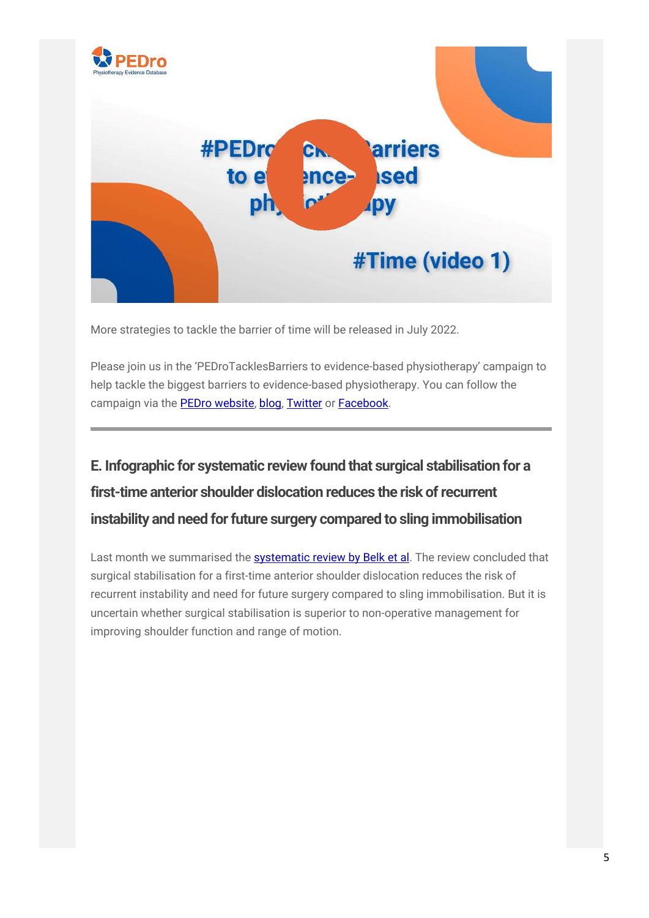More strategies to tackle the barrier of time will be released in July 2022.

Please join us in the 'PEDroTacklesBarriers to evidence-based physiotherapy' campaign to help tackle the biggest barriers to evidence-based physiotherapy. You can follow the campaign via the PEDro website, blog, Twitter or Facebook.

---

## E. Infographic for systematic review found that surgical stabilisation for a first-time anterior shoulder dislocation reduces the risk of recurrent instability and need for future surgery compared to sling immobilisation

Last month we summarised the systematic review by Belk et al. The review concluded that surgical stabilisation for a first-time anterior shoulder dislocation reduces the risk of recurrent instability and need for future surgery compared to sling immobilisation. But it is uncertain whether surgical stabilisation is superior to non-operative management for improving shoulder function and range of motion.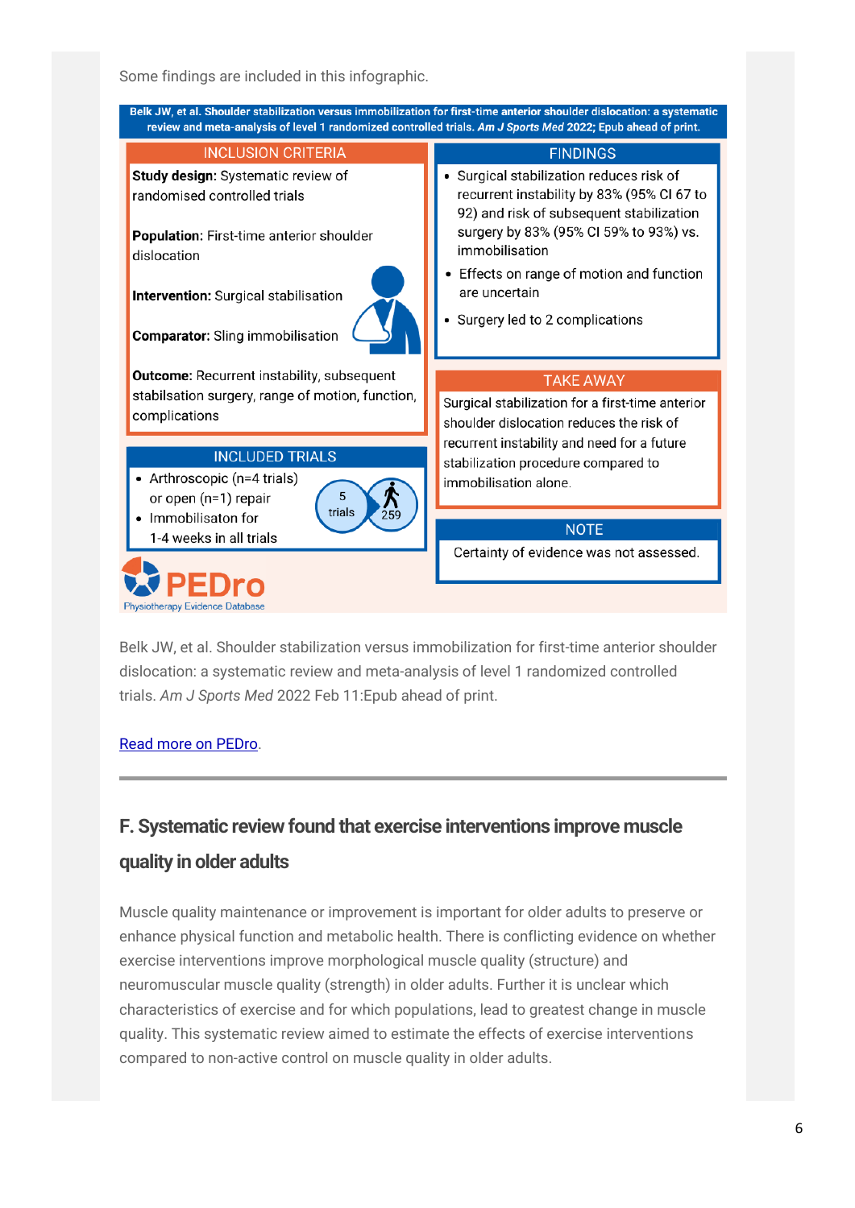Some findings are included in this infographic.

**Belk JW, et al. Shoulder stabilization versus immobilization for first-time anterior shoulder dislocation: a systematic review and meta-analysis of level 1 randomized controlled trials. *Am J Sports Med* 2022; Epub ahead of print.**

**INCLUSION CRITERIA**

**Study design:** Systematic review of randomised controlled trials

**Population:** First-time anterior shoulder dislocation

**Intervention:** Surgical stabilisation

**Comparator:** Sling immobilisation

**Outcome:** Recurrent instability, subsequent stabilsation surgery, range of motion, function, complications

**INCLUDED TRIALS**

- Arthroscopic (n=4 trials) or open (n=1) repair
- Immobilisaton for 1-4 weeks in all trials

5 trials

259

**FINDINGS**

- Surgical stabilization reduces risk of recurrent instability by 83% (95% CI 67 to 92) and risk of subsequent stabilization surgery by 83% (95% CI 59% to 93%) vs. immobilisation
- Effects on range of motion and function are uncertain
- Surgery led to 2 complications

**TAKE AWAY**

Surgical stabilization for a first-time anterior shoulder dislocation reduces the risk of recurrent instability and need for a future stabilization procedure compared to immobilisation alone.

**NOTE**

Certainty of evidence was not assessed.

PEDro
Physiotherapy Evidence Database

Belk JW, et al. Shoulder stabilization versus immobilization for first-time anterior shoulder dislocation: a systematic review and meta-analysis of level 1 randomized controlled trials. *Am J Sports Med* 2022 Feb 11:Epub ahead of print.

Read more on PEDro.

---

## F. Systematic review found that exercise interventions improve muscle quality in older adults

Muscle quality maintenance or improvement is important for older adults to preserve or enhance physical function and metabolic health. There is conflicting evidence on whether exercise interventions improve morphological muscle quality (structure) and neuromuscular muscle quality (strength) in older adults. Further it is unclear which characteristics of exercise and for which populations, lead to greatest change in muscle quality. This systematic review aimed to estimate the effects of exercise interventions compared to non-active control on muscle quality in older adults.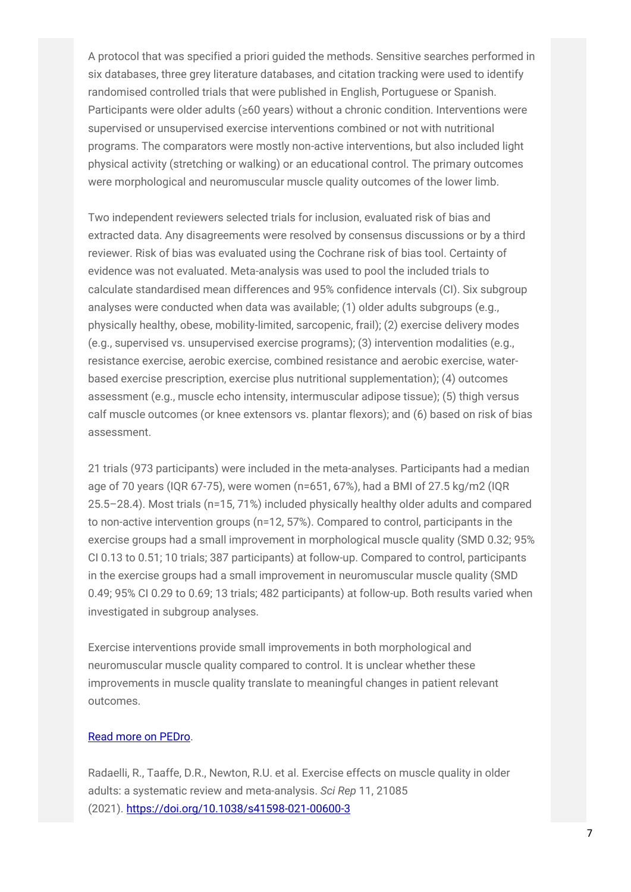A protocol that was specified a priori guided the methods. Sensitive searches performed in six databases, three grey literature databases, and citation tracking were used to identify randomised controlled trials that were published in English, Portuguese or Spanish. Participants were older adults (≥60 years) without a chronic condition. Interventions were supervised or unsupervised exercise interventions combined or not with nutritional programs. The comparators were mostly non-active interventions, but also included light physical activity (stretching or walking) or an educational control. The primary outcomes were morphological and neuromuscular muscle quality outcomes of the lower limb.

Two independent reviewers selected trials for inclusion, evaluated risk of bias and extracted data. Any disagreements were resolved by consensus discussions or by a third reviewer. Risk of bias was evaluated using the Cochrane risk of bias tool. Certainty of evidence was not evaluated. Meta-analysis was used to pool the included trials to calculate standardised mean differences and 95% confidence intervals (CI). Six subgroup analyses were conducted when data was available; (1) older adults subgroups (e.g., physically healthy, obese, mobility-limited, sarcopenic, frail); (2) exercise delivery modes (e.g., supervised vs. unsupervised exercise programs); (3) intervention modalities (e.g., resistance exercise, aerobic exercise, combined resistance and aerobic exercise, water-based exercise prescription, exercise plus nutritional supplementation); (4) outcomes assessment (e.g., muscle echo intensity, intermuscular adipose tissue); (5) thigh versus calf muscle outcomes (or knee extensors vs. plantar flexors); and (6) based on risk of bias assessment.

21 trials (973 participants) were included in the meta-analyses. Participants had a median age of 70 years (IQR 67-75), were women (n=651, 67%), had a BMI of 27.5 kg/m2 (IQR 25.5–28.4). Most trials (n=15, 71%) included physically healthy older adults and compared to non-active intervention groups (n=12, 57%). Compared to control, participants in the exercise groups had a small improvement in morphological muscle quality (SMD 0.32; 95% CI 0.13 to 0.51; 10 trials; 387 participants) at follow-up. Compared to control, participants in the exercise groups had a small improvement in neuromuscular muscle quality (SMD 0.49; 95% CI 0.29 to 0.69; 13 trials; 482 participants) at follow-up. Both results varied when investigated in subgroup analyses.

Exercise interventions provide small improvements in both morphological and neuromuscular muscle quality compared to control. It is unclear whether these improvements in muscle quality translate to meaningful changes in patient relevant outcomes.

[Read more on PEDro](#).

Radaelli, R., Taaffe, D.R., Newton, R.U. et al. Exercise effects on muscle quality in older adults: a systematic review and meta-analysis. *Sci Rep* 11, 21085 (2021). https://doi.org/10.1038/s41598-021-00600-3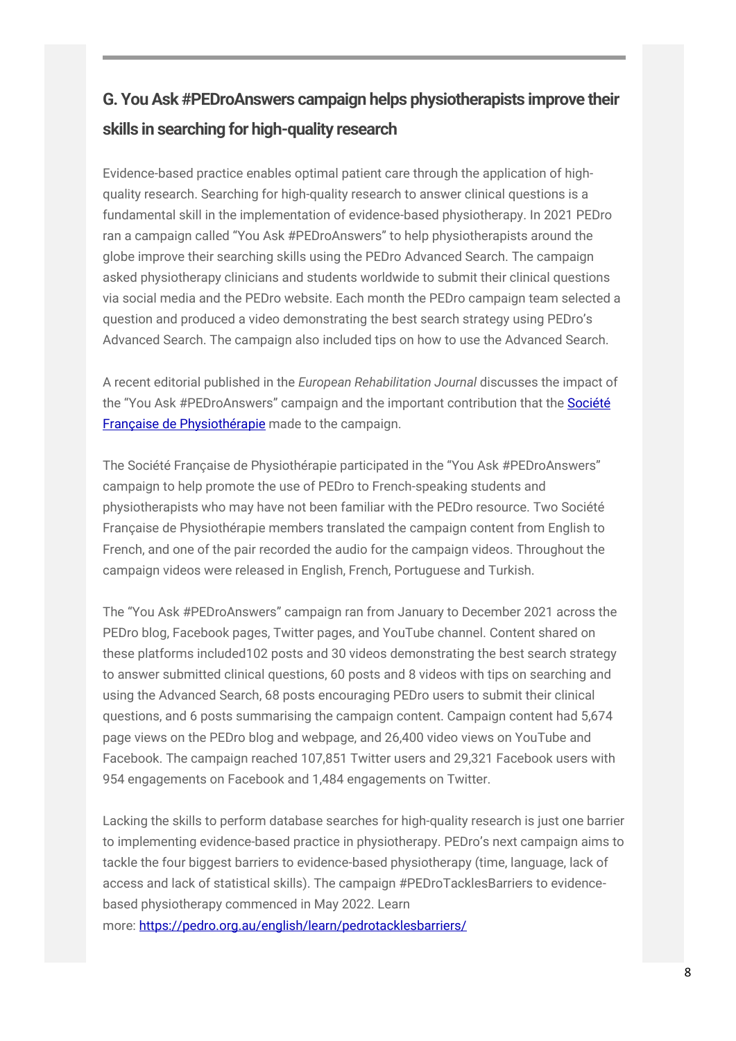## G. You Ask #PEDroAnswers campaign helps physiotherapists improve their skills in searching for high-quality research

Evidence-based practice enables optimal patient care through the application of high-quality research. Searching for high-quality research to answer clinical questions is a fundamental skill in the implementation of evidence-based physiotherapy. In 2021 PEDro ran a campaign called "You Ask #PEDroAnswers" to help physiotherapists around the globe improve their searching skills using the PEDro Advanced Search. The campaign asked physiotherapy clinicians and students worldwide to submit their clinical questions via social media and the PEDro website. Each month the PEDro campaign team selected a question and produced a video demonstrating the best search strategy using PEDro's Advanced Search. The campaign also included tips on how to use the Advanced Search.

A recent editorial published in the *European Rehabilitation Journal* discusses the impact of the "You Ask #PEDroAnswers" campaign and the important contribution that the Société Française de Physiothérapie made to the campaign.

The Société Française de Physiothérapie participated in the "You Ask #PEDroAnswers" campaign to help promote the use of PEDro to French-speaking students and physiotherapists who may have not been familiar with the PEDro resource. Two Société Française de Physiothérapie members translated the campaign content from English to French, and one of the pair recorded the audio for the campaign videos. Throughout the campaign videos were released in English, French, Portuguese and Turkish.

The "You Ask #PEDroAnswers" campaign ran from January to December 2021 across the PEDro blog, Facebook pages, Twitter pages, and YouTube channel. Content shared on these platforms included102 posts and 30 videos demonstrating the best search strategy to answer submitted clinical questions, 60 posts and 8 videos with tips on searching and using the Advanced Search, 68 posts encouraging PEDro users to submit their clinical questions, and 6 posts summarising the campaign content. Campaign content had 5,674 page views on the PEDro blog and webpage, and 26,400 video views on YouTube and Facebook. The campaign reached 107,851 Twitter users and 29,321 Facebook users with 954 engagements on Facebook and 1,484 engagements on Twitter.

Lacking the skills to perform database searches for high-quality research is just one barrier to implementing evidence-based practice in physiotherapy. PEDro's next campaign aims to tackle the four biggest barriers to evidence-based physiotherapy (time, language, lack of access and lack of statistical skills). The campaign #PEDroTacklesBarriers to evidence-based physiotherapy commenced in May 2022. Learn more: https://pedro.org.au/english/learn/pedrotacklesbarriers/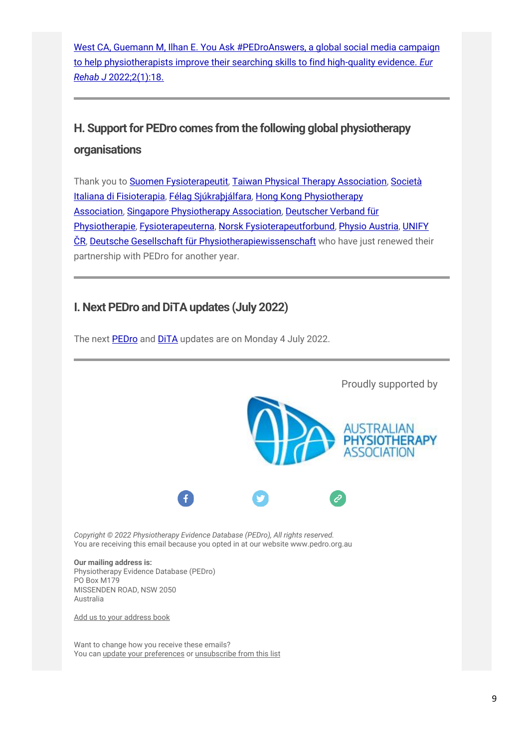West CA, Guemann M, Ilhan E. You Ask #PEDroAnswers, a global social media campaign to help physiotherapists improve their searching skills to find high-quality evidence. *Eur Rehab J* 2022;2(1):18.

## H. Support for PEDro comes from the following global physiotherapy organisations

Thank you to Suomen Fysioterapeutit, Taiwan Physical Therapy Association, Società Italiana di Fisioterapia, Félag Sjúkraþjálfara, Hong Kong Physiotherapy Association, Singapore Physiotherapy Association, Deutscher Verband für Physiotherapie, Fysioterapeuterna, Norsk Fysioterapeutforbund, Physio Austria, UNIFY ČR, Deutsche Gesellschaft für Physiotherapiewissenschaft who have just renewed their partnership with PEDro for another year.

## I. Next PEDro and DiTA updates (July 2022)

The next PEDro and DiTA updates are on Monday 4 July 2022.

Proudly supported by

AUSTRALIAN PHYSIOTHERAPY ASSOCIATION

*Copyright © 2022 Physiotherapy Evidence Database (PEDro), All rights reserved.*
You are receiving this email because you opted in at our website www.pedro.org.au

**Our mailing address is:**
Physiotherapy Evidence Database (PEDro)
PO Box M179
MISSENDEN ROAD, NSW 2050
Australia

Add us to your address book

Want to change how you receive these emails?
You can update your preferences or unsubscribe from this list